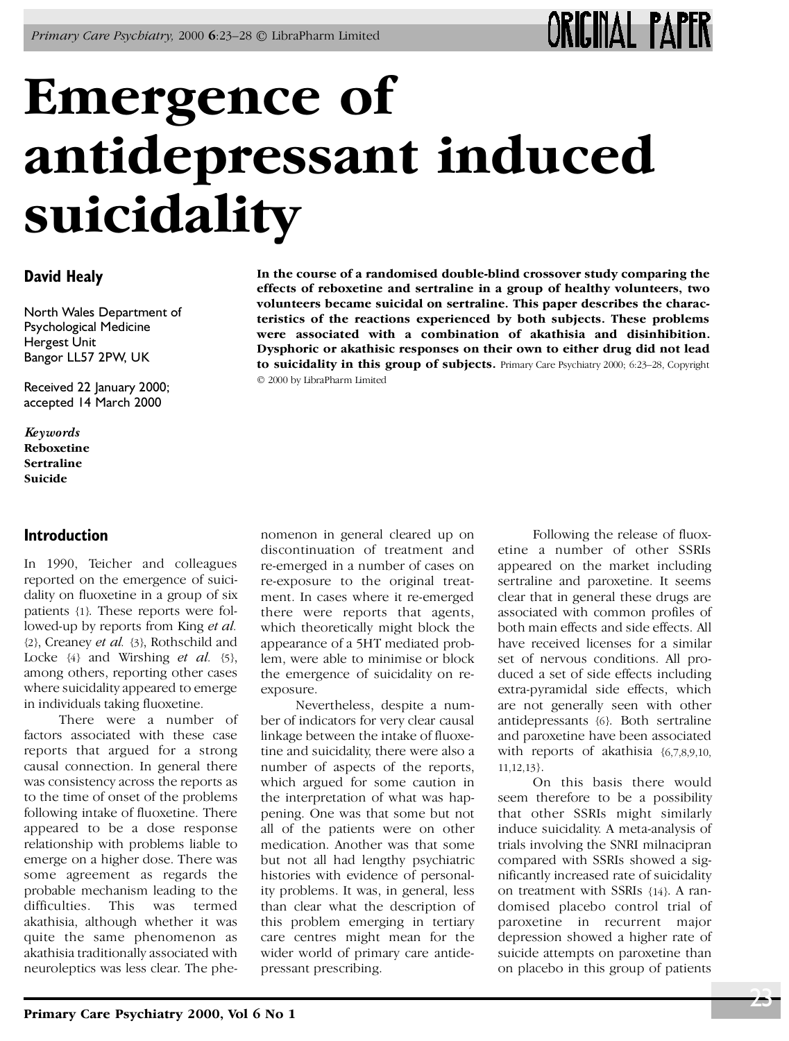# Emergence of antidepressant induced suicidality

**David Healy**

North Wales Department of Psychological Medicine
Hergest Unit
Bangor LL57 2PW, UK

Received 22 January 2000; accepted 14 March 2000

*Keywords*
**Reboxetine**
**Sertraline**
**Suicide**

**In the course of a randomised double-blind crossover study comparing the effects of reboxetine and sertraline in a group of healthy volunteers, two volunteers became suicidal on sertraline. This paper describes the characteristics of the reactions experienced by both subjects. These problems were associated with a combination of akathisia and disinhibition. Dysphoric or akathisic responses on their own to either drug did not lead to suicidality in this group of subjects.** Primary Care Psychiatry 2000; 6:23–28, Copyright © 2000 by LibraPharm Limited

## Introduction

In 1990, Teicher and colleagues reported on the emergence of suicidality on fluoxetine in a group of six patients {1}. These reports were followed-up by reports from King *et al.* {2}, Creaney *et al.* {3}, Rothschild and Locke {4} and Wirshing *et al.* {5}, among others, reporting other cases where suicidality appeared to emerge in individuals taking fluoxetine.

There were a number of factors associated with these case reports that argued for a strong causal connection. In general there was consistency across the reports as to the time of onset of the problems following intake of fluoxetine. There appeared to be a dose response relationship with problems liable to emerge on a higher dose. There was some agreement as regards the probable mechanism leading to the difficulties. This was termed akathisia, although whether it was quite the same phenomenon as akathisia traditionally associated with neuroleptics was less clear. The phenomenon in general cleared up on discontinuation of treatment and re-emerged in a number of cases on re-exposure to the original treatment. In cases where it re-emerged there were reports that agents, which theoretically might block the appearance of a 5HT mediated problem, were able to minimise or block the emergence of suicidality on re-exposure.

Nevertheless, despite a number of indicators for very clear causal linkage between the intake of fluoxetine and suicidality, there were also a number of aspects of the reports, which argued for some caution in the interpretation of what was happening. One was that some but not all of the patients were on other medication. Another was that some but not all had lengthy psychiatric histories with evidence of personality problems. It was, in general, less than clear what the description of this problem emerging in tertiary care centres might mean for the wider world of primary care antidepressant prescribing.

Following the release of fluoxetine a number of other SSRIs appeared on the market including sertraline and paroxetine. It seems clear that in general these drugs are associated with common profiles of both main effects and side effects. All have received licenses for a similar set of nervous conditions. All produced a set of side effects including extra-pyramidal side effects, which are not generally seen with other antidepressants {6}. Both sertraline and paroxetine have been associated with reports of akathisia {6,7,8,9,10, 11,12,13}.

On this basis there would seem therefore to be a possibility that other SSRIs might similarly induce suicidality. A meta-analysis of trials involving the SNRI milnacipran compared with SSRIs showed a significantly increased rate of suicidality on treatment with SSRIs {14}. A randomised placebo control trial of paroxetine in recurrent major depression showed a higher rate of suicide attempts on paroxetine than on placebo in this group of patients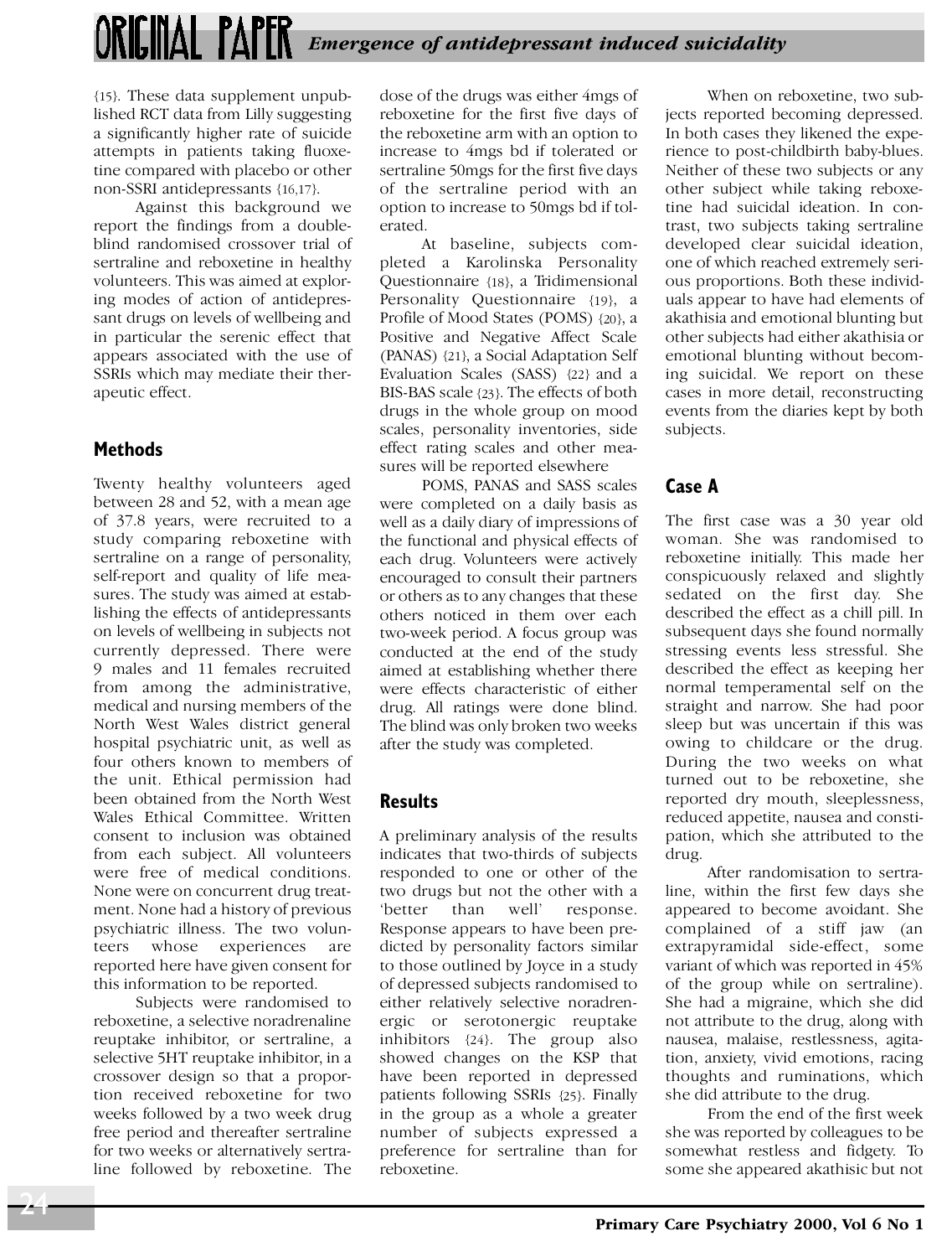{15}. These data supplement unpublished RCT data from Lilly suggesting a significantly higher rate of suicide attempts in patients taking fluoxetine compared with placebo or other non-SSRI antidepressants {16,17}.

Against this background we report the findings from a double-blind randomised crossover trial of sertraline and reboxetine in healthy volunteers. This was aimed at exploring modes of action of antidepressant drugs on levels of wellbeing and in particular the serenic effect that appears associated with the use of SSRIs which may mediate their therapeutic effect.

## Methods

Twenty healthy volunteers aged between 28 and 52, with a mean age of 37.8 years, were recruited to a study comparing reboxetine with sertraline on a range of personality, self-report and quality of life measures. The study was aimed at establishing the effects of antidepressants on levels of wellbeing in subjects not currently depressed. There were 9 males and 11 females recruited from among the administrative, medical and nursing members of the North West Wales district general hospital psychiatric unit, as well as four others known to members of the unit. Ethical permission had been obtained from the North West Wales Ethical Committee. Written consent to inclusion was obtained from each subject. All volunteers were free of medical conditions. None were on concurrent drug treatment. None had a history of previous psychiatric illness. The two volunteers whose experiences are reported here have given consent for this information to be reported.

Subjects were randomised to reboxetine, a selective noradrenaline reuptake inhibitor, or sertraline, a selective 5HT reuptake inhibitor, in a crossover design so that a proportion received reboxetine for two weeks followed by a two week drug free period and thereafter sertraline for two weeks or alternatively sertraline followed by reboxetine. The dose of the drugs was either 4mgs of reboxetine for the first five days of the reboxetine arm with an option to increase to 4mgs bd if tolerated or sertraline 50mgs for the first five days of the sertraline period with an option to increase to 50mgs bd if tolerated.

At baseline, subjects completed a Karolinska Personality Questionnaire {18}, a Tridimensional Personality Questionnaire {19}, a Profile of Mood States (POMS) {20}, a Positive and Negative Affect Scale (PANAS) {21}, a Social Adaptation Self Evaluation Scales (SASS) {22} and a BIS-BAS scale {23}. The effects of both drugs in the whole group on mood scales, personality inventories, side effect rating scales and other measures will be reported elsewhere

POMS, PANAS and SASS scales were completed on a daily basis as well as a daily diary of impressions of the functional and physical effects of each drug. Volunteers were actively encouraged to consult their partners or others as to any changes that these others noticed in them over each two-week period. A focus group was conducted at the end of the study aimed at establishing whether there were effects characteristic of either drug. All ratings were done blind. The blind was only broken two weeks after the study was completed.

## Results

A preliminary analysis of the results indicates that two-thirds of subjects responded to one or other of the two drugs but not the other with a 'better than well' response. Response appears to have been predicted by personality factors similar to those outlined by Joyce in a study of depressed subjects randomised to either relatively selective noradrenergic or serotonergic reuptake inhibitors {24}. The group also showed changes on the KSP that have been reported in depressed patients following SSRIs {25}. Finally in the group as a whole a greater number of subjects expressed a preference for sertraline than for reboxetine.

When on reboxetine, two subjects reported becoming depressed. In both cases they likened the experience to post-childbirth baby-blues. Neither of these two subjects or any other subject while taking reboxetine had suicidal ideation. In contrast, two subjects taking sertraline developed clear suicidal ideation, one of which reached extremely serious proportions. Both these individuals appear to have had elements of akathisia and emotional blunting but other subjects had either akathisia or emotional blunting without becoming suicidal. We report on these cases in more detail, reconstructing events from the diaries kept by both subjects.

## Case A

The first case was a 30 year old woman. She was randomised to reboxetine initially. This made her conspicuously relaxed and slightly sedated on the first day. She described the effect as a chill pill. In subsequent days she found normally stressing events less stressful. She described the effect as keeping her normal temperamental self on the straight and narrow. She had poor sleep but was uncertain if this was owing to childcare or the drug. During the two weeks on what turned out to be reboxetine, she reported dry mouth, sleeplessness, reduced appetite, nausea and constipation, which she attributed to the drug.

After randomisation to sertraline, within the first few days she appeared to become avoidant. She complained of a stiff jaw (an extrapyramidal side-effect, some variant of which was reported in 45% of the group while on sertraline). She had a migraine, which she did not attribute to the drug, along with nausea, malaise, restlessness, agitation, anxiety, vivid emotions, racing thoughts and ruminations, which she did attribute to the drug.

From the end of the first week she was reported by colleagues to be somewhat restless and fidgety. To some she appeared akathisic but not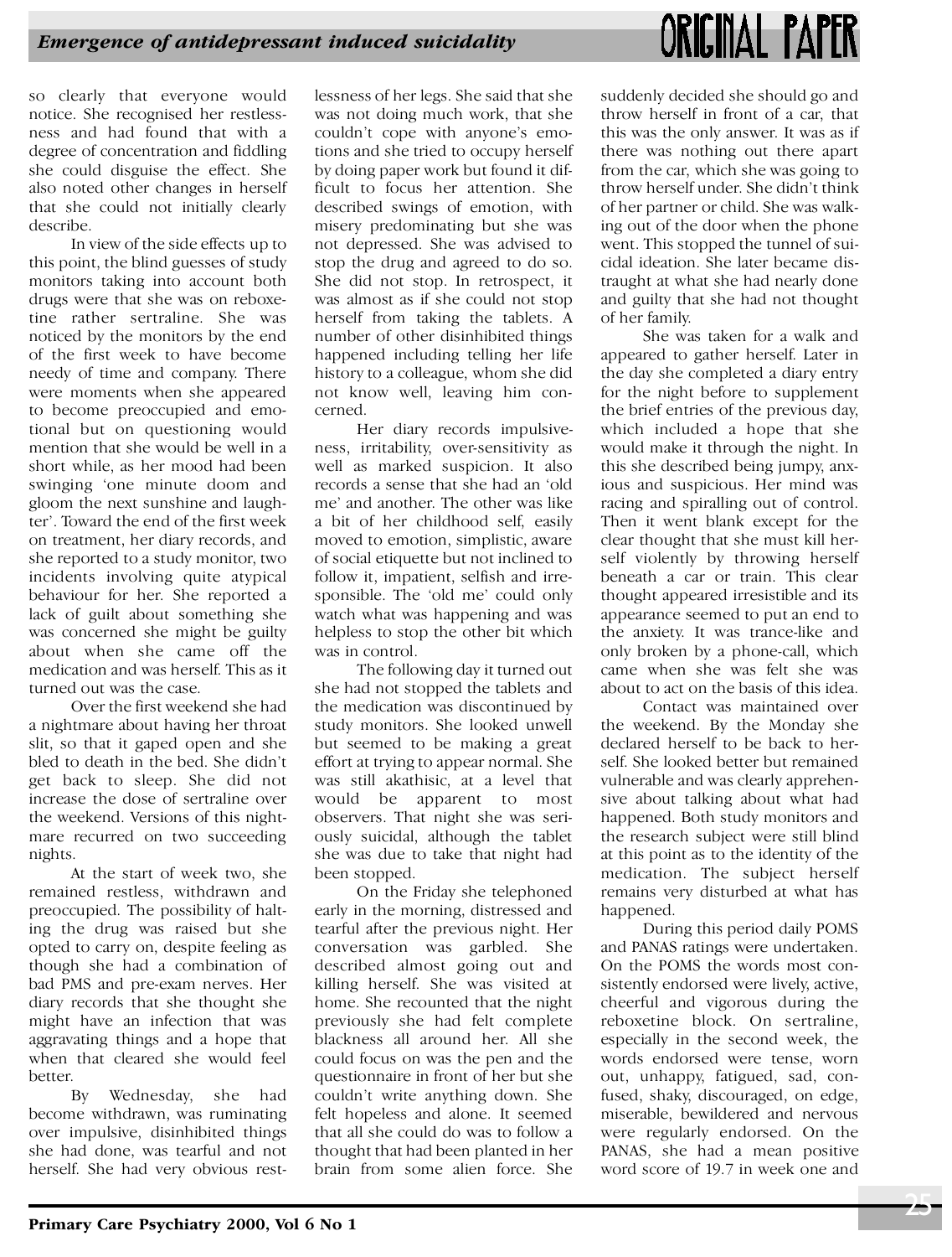so clearly that everyone would notice. She recognised her restlessness and had found that with a degree of concentration and fiddling she could disguise the effect. She also noted other changes in herself that she could not initially clearly describe.

In view of the side effects up to this point, the blind guesses of study monitors taking into account both drugs were that she was on reboxetine rather sertraline. She was noticed by the monitors by the end of the first week to have become needy of time and company. There were moments when she appeared to become preoccupied and emotional but on questioning would mention that she would be well in a short while, as her mood had been swinging 'one minute doom and gloom the next sunshine and laughter'. Toward the end of the first week on treatment, her diary records, and she reported to a study monitor, two incidents involving quite atypical behaviour for her. She reported a lack of guilt about something she was concerned she might be guilty about when she came off the medication and was herself. This as it turned out was the case.

Over the first weekend she had a nightmare about having her throat slit, so that it gaped open and she bled to death in the bed. She didn't get back to sleep. She did not increase the dose of sertraline over the weekend. Versions of this nightmare recurred on two succeeding nights.

At the start of week two, she remained restless, withdrawn and preoccupied. The possibility of halting the drug was raised but she opted to carry on, despite feeling as though she had a combination of bad PMS and pre-exam nerves. Her diary records that she thought she might have an infection that was aggravating things and a hope that when that cleared she would feel better.

By Wednesday, she had become withdrawn, was ruminating over impulsive, disinhibited things she had done, was tearful and not herself. She had very obvious restlessness of her legs. She said that she was not doing much work, that she couldn't cope with anyone's emotions and she tried to occupy herself by doing paper work but found it difficult to focus her attention. She described swings of emotion, with misery predominating but she was not depressed. She was advised to stop the drug and agreed to do so. She did not stop. In retrospect, it was almost as if she could not stop herself from taking the tablets. A number of other disinhibited things happened including telling her life history to a colleague, whom she did not know well, leaving him concerned.

Her diary records impulsiveness, irritability, over-sensitivity as well as marked suspicion. It also records a sense that she had an 'old me' and another. The other was like a bit of her childhood self, easily moved to emotion, simplistic, aware of social etiquette but not inclined to follow it, impatient, selfish and irresponsible. The 'old me' could only watch what was happening and was helpless to stop the other bit which was in control.

The following day it turned out she had not stopped the tablets and the medication was discontinued by study monitors. She looked unwell but seemed to be making a great effort at trying to appear normal. She was still akathisic, at a level that would be apparent to most observers. That night she was seriously suicidal, although the tablet she was due to take that night had been stopped.

On the Friday she telephoned early in the morning, distressed and tearful after the previous night. Her conversation was garbled. She described almost going out and killing herself. She was visited at home. She recounted that the night previously she had felt complete blackness all around her. All she could focus on was the pen and the questionnaire in front of her but she couldn't write anything down. She felt hopeless and alone. It seemed that all she could do was to follow a thought that had been planted in her brain from some alien force. She suddenly decided she should go and throw herself in front of a car, that this was the only answer. It was as if there was nothing out there apart from the car, which she was going to throw herself under. She didn't think of her partner or child. She was walking out of the door when the phone went. This stopped the tunnel of suicidal ideation. She later became distraught at what she had nearly done and guilty that she had not thought of her family.

She was taken for a walk and appeared to gather herself. Later in the day she completed a diary entry for the night before to supplement the brief entries of the previous day, which included a hope that she would make it through the night. In this she described being jumpy, anxious and suspicious. Her mind was racing and spiralling out of control. Then it went blank except for the clear thought that she must kill herself violently by throwing herself beneath a car or train. This clear thought appeared irresistible and its appearance seemed to put an end to the anxiety. It was trance-like and only broken by a phone-call, which came when she was felt she was about to act on the basis of this idea.

Contact was maintained over the weekend. By the Monday she declared herself to be back to herself. She looked better but remained vulnerable and was clearly apprehensive about talking about what had happened. Both study monitors and the research subject were still blind at this point as to the identity of the medication. The subject herself remains very disturbed at what has happened.

During this period daily POMS and PANAS ratings were undertaken. On the POMS the words most consistently endorsed were lively, active, cheerful and vigorous during the reboxetine block. On sertraline, especially in the second week, the words endorsed were tense, worn out, unhappy, fatigued, sad, confused, shaky, discouraged, on edge, miserable, bewildered and nervous were regularly endorsed. On the PANAS, she had a mean positive word score of 19.7 in week one and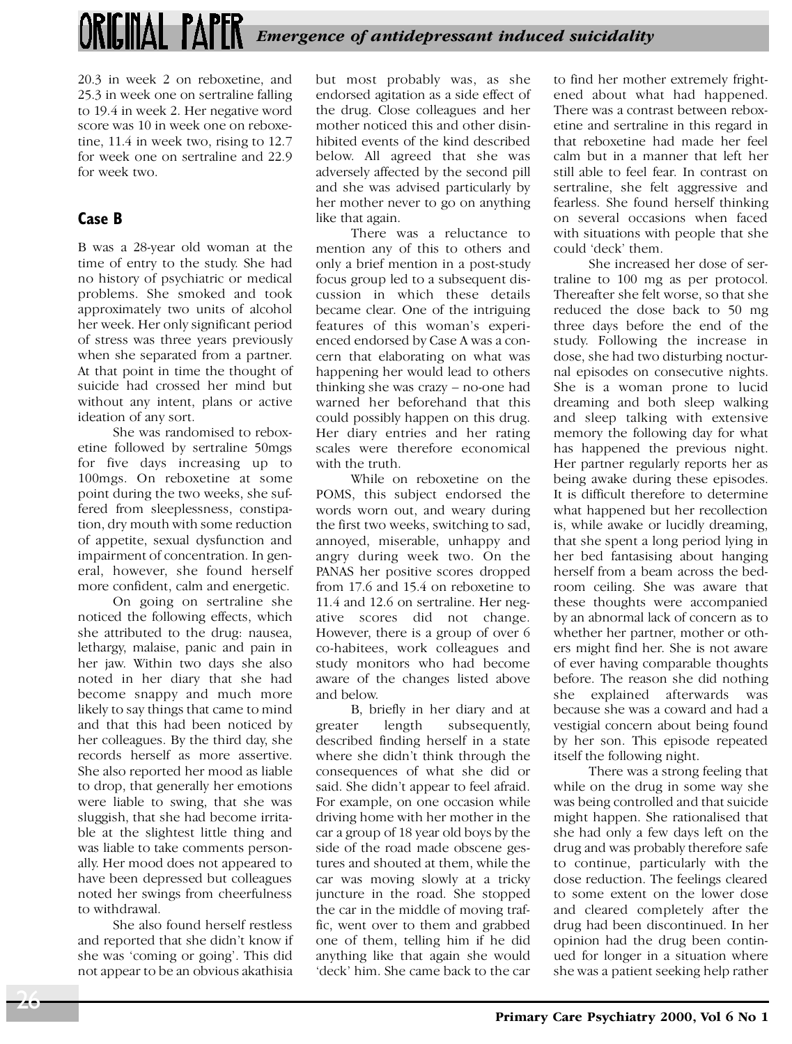20.3 in week 2 on reboxetine, and 25.3 in week one on sertraline falling to 19.4 in week 2. Her negative word score was 10 in week one on reboxetine, 11.4 in week two, rising to 12.7 for week one on sertraline and 22.9 for week two.

## Case B

B was a 28-year old woman at the time of entry to the study. She had no history of psychiatric or medical problems. She smoked and took approximately two units of alcohol her week. Her only significant period of stress was three years previously when she separated from a partner. At that point in time the thought of suicide had crossed her mind but without any intent, plans or active ideation of any sort.

She was randomised to reboxetine followed by sertraline 50mgs for five days increasing up to 100mgs. On reboxetine at some point during the two weeks, she suffered from sleeplessness, constipation, dry mouth with some reduction of appetite, sexual dysfunction and impairment of concentration. In general, however, she found herself more confident, calm and energetic.

On going on sertraline she noticed the following effects, which she attributed to the drug: nausea, lethargy, malaise, panic and pain in her jaw. Within two days she also noted in her diary that she had become snappy and much more likely to say things that came to mind and that this had been noticed by her colleagues. By the third day, she records herself as more assertive. She also reported her mood as liable to drop, that generally her emotions were liable to swing, that she was sluggish, that she had become irritable at the slightest little thing and was liable to take comments personally. Her mood does not appeared to have been depressed but colleagues noted her swings from cheerfulness to withdrawal.

She also found herself restless and reported that she didn't know if she was 'coming or going'. This did not appear to be an obvious akathisia but most probably was, as she endorsed agitation as a side effect of the drug. Close colleagues and her mother noticed this and other disinhibited events of the kind described below. All agreed that she was adversely affected by the second pill and she was advised particularly by her mother never to go on anything like that again.

There was a reluctance to mention any of this to others and only a brief mention in a post-study focus group led to a subsequent discussion in which these details became clear. One of the intriguing features of this woman's experienced endorsed by Case A was a concern that elaborating on what was happening her would lead to others thinking she was crazy – no-one had warned her beforehand that this could possibly happen on this drug. Her diary entries and her rating scales were therefore economical with the truth.

While on reboxetine on the POMS, this subject endorsed the words worn out, and weary during the first two weeks, switching to sad, annoyed, miserable, unhappy and angry during week two. On the PANAS her positive scores dropped from 17.6 and 15.4 on reboxetine to 11.4 and 12.6 on sertraline. Her negative scores did not change. However, there is a group of over 6 co-habitees, work colleagues and study monitors who had become aware of the changes listed above and below.

B, briefly in her diary and at greater length subsequently, described finding herself in a state where she didn't think through the consequences of what she did or said. She didn't appear to feel afraid. For example, on one occasion while driving home with her mother in the car a group of 18 year old boys by the side of the road made obscene gestures and shouted at them, while the car was moving slowly at a tricky juncture in the road. She stopped the car in the middle of moving traffic, went over to them and grabbed one of them, telling him if he did anything like that again she would 'deck' him. She came back to the car to find her mother extremely frightened about what had happened. There was a contrast between reboxetine and sertraline in this regard in that reboxetine had made her feel calm but in a manner that left her still able to feel fear. In contrast on sertraline, she felt aggressive and fearless. She found herself thinking on several occasions when faced with situations with people that she could 'deck' them.

She increased her dose of sertraline to 100 mg as per protocol. Thereafter she felt worse, so that she reduced the dose back to 50 mg three days before the end of the study. Following the increase in dose, she had two disturbing nocturnal episodes on consecutive nights. She is a woman prone to lucid dreaming and both sleep walking and sleep talking with extensive memory the following day for what has happened the previous night. Her partner regularly reports her as being awake during these episodes. It is difficult therefore to determine what happened but her recollection is, while awake or lucidly dreaming, that she spent a long period lying in her bed fantasising about hanging herself from a beam across the bedroom ceiling. She was aware that these thoughts were accompanied by an abnormal lack of concern as to whether her partner, mother or others might find her. She is not aware of ever having comparable thoughts before. The reason she did nothing she explained afterwards was because she was a coward and had a vestigial concern about being found by her son. This episode repeated itself the following night.

There was a strong feeling that while on the drug in some way she was being controlled and that suicide might happen. She rationalised that she had only a few days left on the drug and was probably therefore safe to continue, particularly with the dose reduction. The feelings cleared to some extent on the lower dose and cleared completely after the drug had been discontinued. In her opinion had the drug been continued for longer in a situation where she was a patient seeking help rather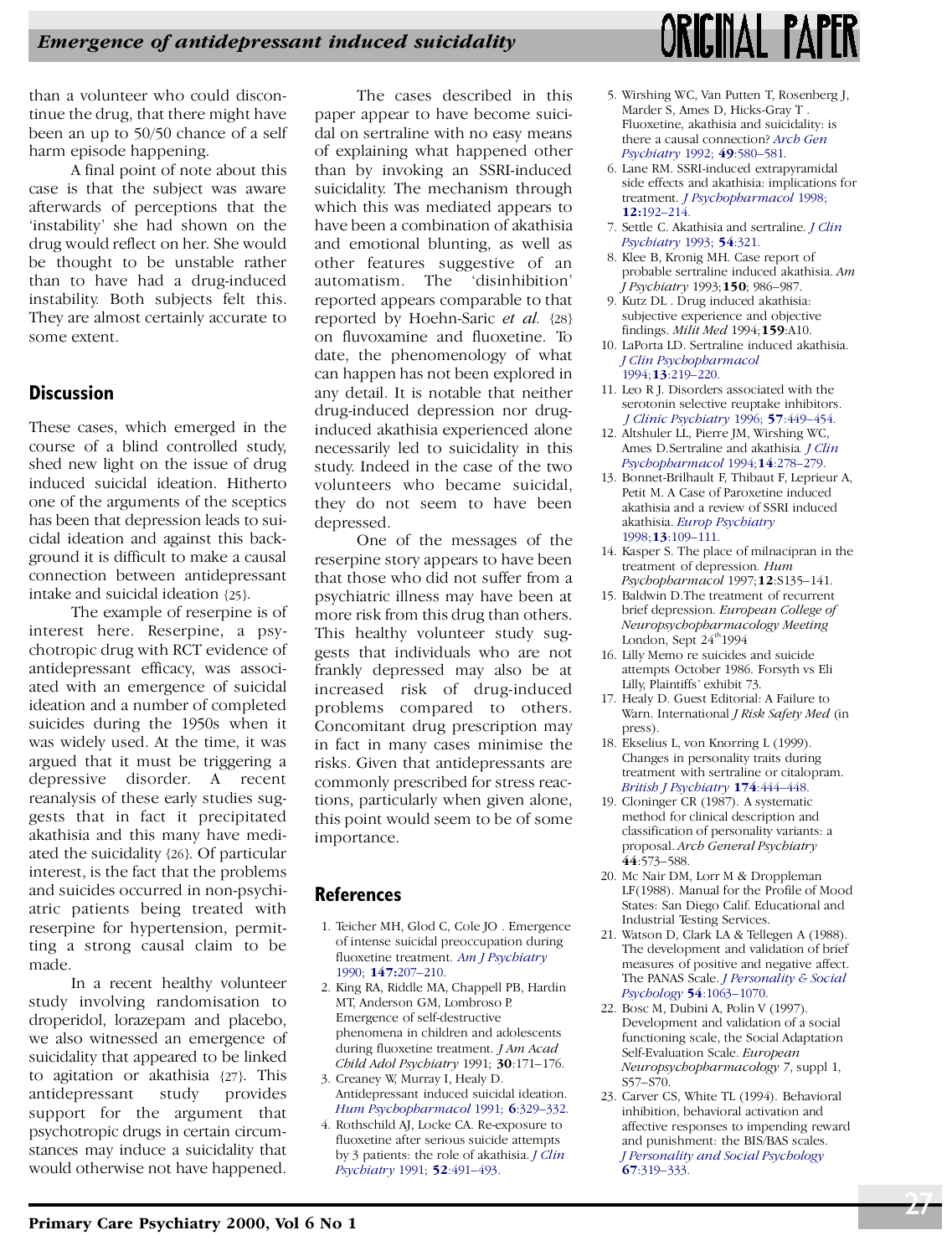than a volunteer who could discontinue the drug, that there might have been an up to 50/50 chance of a self harm episode happening.

A final point of note about this case is that the subject was aware afterwards of perceptions that the 'instability' she had shown on the drug would reflect on her. She would be thought to be unstable rather than to have had a drug-induced instability. Both subjects felt this. They are almost certainly accurate to some extent.

## Discussion

These cases, which emerged in the course of a blind controlled study, shed new light on the issue of drug induced suicidal ideation. Hitherto one of the arguments of the sceptics has been that depression leads to suicidal ideation and against this background it is difficult to make a causal connection between antidepressant intake and suicidal ideation {25}.

The example of reserpine is of interest here. Reserpine, a psychotropic drug with RCT evidence of antidepressant efficacy, was associated with an emergence of suicidal ideation and a number of completed suicides during the 1950s when it was widely used. At the time, it was argued that it must be triggering a depressive disorder. A recent reanalysis of these early studies suggests that in fact it precipitated akathisia and this many have mediated the suicidality {26}. Of particular interest, is the fact that the problems and suicides occurred in non-psychiatric patients being treated with reserpine for hypertension, permitting a strong causal claim to be made.

In a recent healthy volunteer study involving randomisation to droperidol, lorazepam and placebo, we also witnessed an emergence of suicidality that appeared to be linked to agitation or akathisia {27}. This antidepressant study provides support for the argument that psychotropic drugs in certain circumstances may induce a suicidality that would otherwise not have happened.

The cases described in this paper appear to have become suicidal on sertraline with no easy means of explaining what happened other than by invoking an SSRI-induced suicidality. The mechanism through which this was mediated appears to have been a combination of akathisia and emotional blunting, as well as other features suggestive of an automatism. The 'disinhibition' reported appears comparable to that reported by Hoehn-Saric *et al.* {28} on fluvoxamine and fluoxetine. To date, the phenomenology of what can happen has not been explored in any detail. It is notable that neither drug-induced depression nor drug-induced akathisia experienced alone necessarily led to suicidality in this study. Indeed in the case of the two volunteers who became suicidal, they do not seem to have been depressed.

One of the messages of the reserpine story appears to have been that those who did not suffer from a psychiatric illness may have been at more risk from this drug than others. This healthy volunteer study suggests that individuals who are not frankly depressed may also be at increased risk of drug-induced problems compared to others. Concomitant drug prescription may in fact in many cases minimise the risks. Given that antidepressants are commonly prescribed for stress reactions, particularly when given alone, this point would seem to be of some importance.

## References

1. Teicher MH, Glod C, Cole JO . Emergence of intense suicidal preoccupation during fluoxetine treatment. *Am J Psychiatry* 1990; **147:**207–210.
2. King RA, Riddle MA, Chappell PB, Hardin MT, Anderson GM, Lombroso P. Emergence of self-destructive phenomena in children and adolescents during fluoxetine treatment. *J Am Acad Child Adol Psychiatry* 1991; **30**:171–176.
3. Creaney W, Murray I, Healy D. Antidepressant induced suicidal ideation. *Hum Psychopharmacol* 1991; **6**:329–332.
4. Rothschild AJ, Locke CA. Re-exposure to fluoxetine after serious suicide attempts by 3 patients: the role of akathisia. *J Clin Psychiatry* 1991; **52**:491–493.
5. Wirshing WC, Van Putten T, Rosenberg J, Marder S, Ames D, Hicks-Gray T . Fluoxetine, akathisia and suicidality: is there a causal connection? *Arch Gen Psychiatry* 1992; **49**:580–581.
6. Lane RM. SSRI-induced extrapyramidal side effects and akathisia: implications for treatment. *J Psychopharmacol* 1998; **12:**192–214.
7. Settle C. Akathisia and sertraline. *J Clin Psychiatry* 1993; **54**:321.
8. Klee B, Kronig MH. Case report of probable sertraline induced akathisia. *Am J Psychiatry* 1993;**150**; 986–987.
9. Kutz DL . Drug induced akathisia: subjective experience and objective findings. *Milit Med* 1994;**159**:A10.
10. LaPorta LD. Sertraline induced akathisia. *J Clin Psychopharmacol* 1994;**13**:219–220.
11. Leo R J. Disorders associated with the serotonin selective reuptake inhibitors. *J Clinic Psychiatry* 1996; **57**:449–454.
12. Altshuler LL, Pierre JM, Wirshing WC, Ames D.Sertraline and akathisia. *J Clin Psychopharmacol* 1994;**14**:278–279.
13. Bonnet-Brilhault F, Thibaut F, Leprieur A, Petit M. A Case of Paroxetine induced akathisia and a review of SSRI induced akathisia. *Europ Psychiatry* 1998;**13**:109–111.
14. Kasper S. The place of milnacipran in the treatment of depression. *Hum Psychopharmacol* 1997;**12**:S135–141.
15. Baldwin D.The treatment of recurrent brief depression. *European College of Neuropsychopharmacology Meeting* London, Sept 24th 1994
16. Lilly Memo re suicides and suicide attempts October 1986. Forsyth vs Eli Lilly, Plaintiffs' exhibit 73.
17. Healy D. Guest Editorial: A Failure to Warn. International *J Risk Safety Med* (in press).
18. Ekselius L, von Knorring L (1999). Changes in personality traits during treatment with sertraline or citalopram. *British J Psychiatry* **174**:444–448.
19. Cloninger CR (1987). A systematic method for clinical description and classification of personality variants: a proposal. *Arch General Psychiatry* **44**:573–588.
20. Mc Nair DM, Lorr M & Droppleman LF(1988). Manual for the Profile of Mood States: San Diego Calif. Educational and Industrial Testing Services.
21. Watson D, Clark LA & Tellegen A (1988). The development and validation of brief measures of positive and negative affect. The PANAS Scale. *J Personality & Social Psychology* **54**:1063–1070.
22. Bosc M, Dubini A, Polin V (1997). Development and validation of a social functioning scale, the Social Adaptation Self-Evaluation Scale. *European Neuropsychopharmacology* 7, suppl 1, S57–S70.
23. Carver CS, White TL (1994). Behavioral inhibition, behavioral activation and affective responses to impending reward and punishment: the BIS/BAS scales. *J Personality and Social Psychology* **67**:319–333.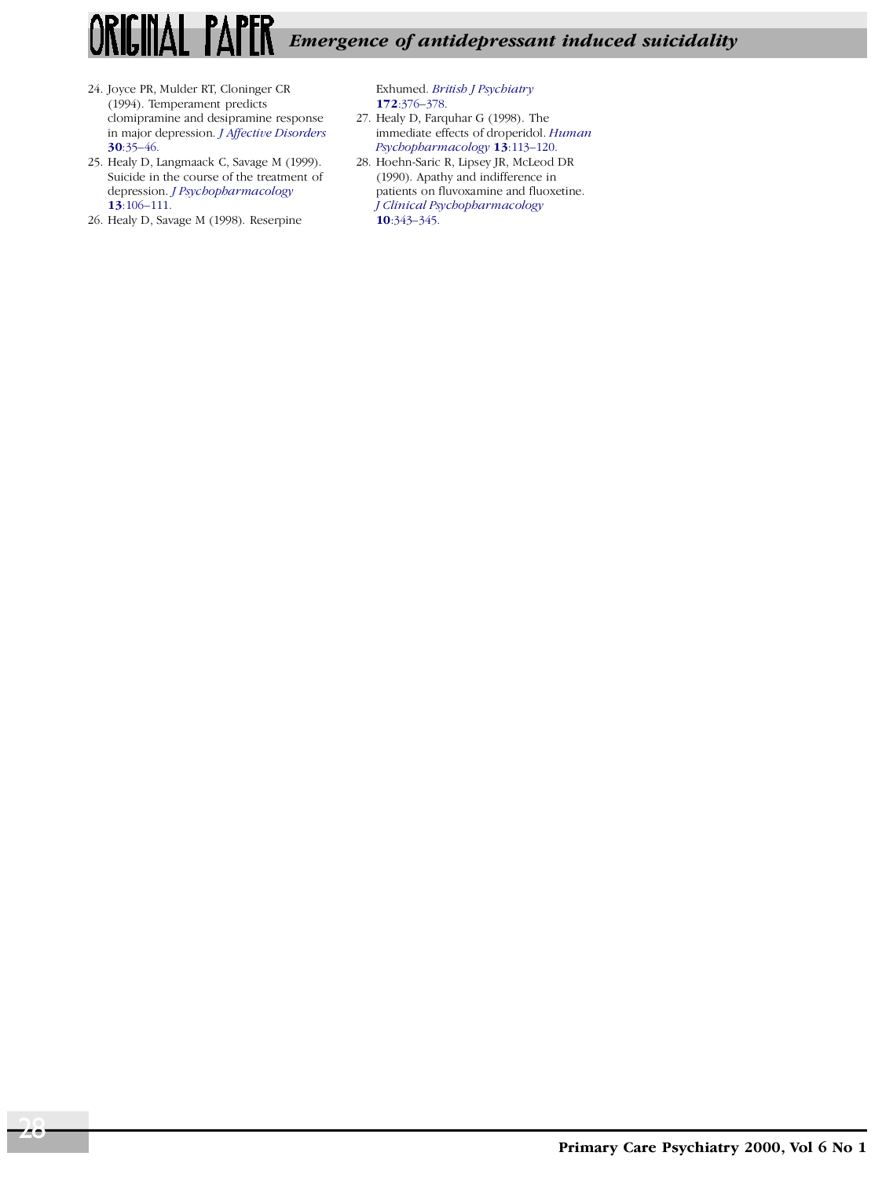24. Joyce PR, Mulder RT, Cloninger CR (1994). Temperament predicts clomipramine and desipramine response in major depression. *J Affective Disorders* **30**:35–46.
25. Healy D, Langmaack C, Savage M (1999). Suicide in the course of the treatment of depression. *J Psychopharmacology* **13**:106–111.
26. Healy D, Savage M (1998). Reserpine Exhumed. *British J Psychiatry* **172**:376–378.
27. Healy D, Farquhar G (1998). The immediate effects of droperidol. *Human Psychopharmacology* **13**:113–120.
28. Hoehn-Saric R, Lipsey JR, McLeod DR (1990). Apathy and indifference in patients on fluvoxamine and fluoxetine. *J Clinical Psychopharmacology* **10**:343–345.